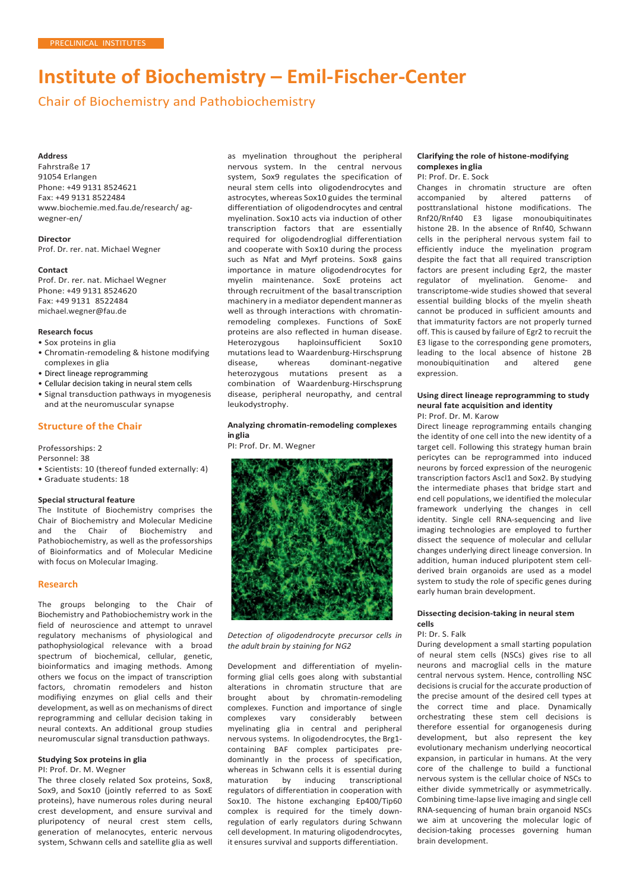PRECLINICAL INSTITUTES

# Institute of Biochemistry – Emil-Fischer-Center

## Chair of Biochemistry and Pathobiochemistry

**Address**
Fahrstraße 17
91054 Erlangen
Phone: +49 9131 8524621
Fax: +49 9131 8522484
www.biochemie.med.fau.de/research/ ag-wegner-en/

**Director**
Prof. Dr. rer. nat. Michael Wegner

**Contact**
Prof. Dr. rer. nat. Michael Wegner
Phone: +49 9131 8524620
Fax: +49 9131 8522484
michael.wegner@fau.de

**Research focus**

- Sox proteins in glia
- Chromatin-remodeling & histone modifying complexes in glia
- Direct lineage reprogramming
- Cellular decision taking in neural stem cells
- Signal transduction pathways in myogenesis and at the neuromuscular synapse

### Structure of the Chair

Professorships: 2
Personnel: 38

- Scientists: 10 (thereof funded externally: 4)
- Graduate students: 18

**Special structural feature**
The Institute of Biochemistry comprises the Chair of Biochemistry and Molecular Medicine and the Chair of Biochemistry and Pathobiochemistry, as well as the professorships of Bioinformatics and of Molecular Medicine with focus on Molecular Imaging.

### Research

The groups belonging to the Chair of Biochemistry and Pathobiochemistry work in the field of neuroscience and attempt to unravel regulatory mechanisms of physiological and pathophysiological relevance with a broad spectrum of biochemical, cellular, genetic, bioinformatics and imaging methods. Among others we focus on the impact of transcription factors, chromatin remodelers and histon modifying enzymes on glial cells and their development, as well as on mechanisms of direct reprogramming and cellular decision taking in neural contexts. An additional group studies neuromuscular signal transduction pathways.

#### Studying Sox proteins in glia

PI: Prof. Dr. M. Wegner

The three closely related Sox proteins, Sox8, Sox9, and Sox10 (jointly referred to as SoxE proteins), have numerous roles during neural crest development, and ensure survival and pluripotency of neural crest stem cells, generation of melanocytes, enteric nervous system, Schwann cells and satellite glia as well as myelination throughout the peripheral nervous system. In the central nervous system, Sox9 regulates the specification of neural stem cells into oligodendrocytes and astrocytes, whereas Sox10 guides the terminal differentiation of oligodendrocytes and central myelination. Sox10 acts via induction of other transcription factors that are essentially required for oligodendroglial differentiation and cooperate with Sox10 during the process such as Nfat and Myrf proteins. Sox8 gains importance in mature oligodendrocytes for myelin maintenance. SoxE proteins act through recruitment of the basal transcription machinery in a mediator dependent manner as well as through interactions with chromatin-remodeling complexes. Functions of SoxE proteins are also reflected in human disease. Heterozygous haploinsufficient Sox10 mutations lead to Waardenburg-Hirschsprung disease, whereas dominant-negative heterozygous mutations present as a combination of Waardenburg-Hirschsprung disease, peripheral neuropathy, and central leukodystrophy.

#### Analyzing chromatin-remodeling complexes in glia

PI: Prof. Dr. M. Wegner

*Detection of oligodendrocyte precursor cells in the adult brain by staining for NG2*

Development and differentiation of myelin-forming glial cells goes along with substantial alterations in chromatin structure that are brought about by chromatin-remodeling complexes. Function and importance of single complexes vary considerably between myelinating glia in central and peripheral nervous systems. In oligodendrocytes, the Brg1-containing BAF complex participates predominantly in the process of specification, whereas in Schwann cells it is essential during maturation by inducing transcriptional regulators of differentiation in cooperation with Sox10. The histone exchanging Ep400/Tip60 complex is required for the timely down-regulation of early regulators during Schwann cell development. In maturing oligodendrocytes, it ensures survival and supports differentiation.

#### Clarifying the role of histone-modifying complexes in glia

PI: Prof. Dr. E. Sock

Changes in chromatin structure are often accompanied by altered patterns of posttranslational histone modifications. The Rnf20/Rnf40 E3 ligase monoubiquitinates histone 2B. In the absence of Rnf40, Schwann cells in the peripheral nervous system fail to efficiently induce the myelination program despite the fact that all required transcription factors are present including Egr2, the master regulator of myelination. Genome- and transcriptome-wide studies showed that several essential building blocks of the myelin sheath cannot be produced in sufficient amounts and that immaturity factors are not properly turned off. This is caused by failure of Egr2 to recruit the E3 ligase to the corresponding gene promoters, leading to the local absence of histone 2B monoubiquitination and altered gene expression.

#### Using direct lineage reprogramming to study neural fate acquisition and identity

PI: Prof. Dr. M. Karow

Direct lineage reprogramming entails changing the identity of one cell into the new identity of a target cell. Following this strategy human brain pericytes can be reprogrammed into induced neurons by forced expression of the neurogenic transcription factors Ascl1 and Sox2. By studying the intermediate phases that bridge start and end cell populations, we identified the molecular framework underlying the changes in cell identity. Single cell RNA-sequencing and live imaging technologies are employed to further dissect the sequence of molecular and cellular changes underlying direct lineage conversion. In addition, human induced pluripotent stem cell-derived brain organoids are used as a model system to study the role of specific genes during early human brain development.

#### Dissecting decision-taking in neural stem cells

PI: Dr. S. Falk

During development a small starting population of neural stem cells (NSCs) gives rise to all neurons and macroglial cells in the mature central nervous system. Hence, controlling NSC decisions is crucial for the accurate production of the precise amount of the desired cell types at the correct time and place. Dynamically orchestrating these stem cell decisions is therefore essential for organogenesis during development, but also represent the key evolutionary mechanism underlying neocortical expansion, in particular in humans. At the very core of the challenge to build a functional nervous system is the cellular choice of NSCs to either divide symmetrically or asymmetrically. Combining time-lapse live imaging and single cell RNA-sequencing of human brain organoid NSCs we aim at uncovering the molecular logic of decision-taking processes governing human brain development.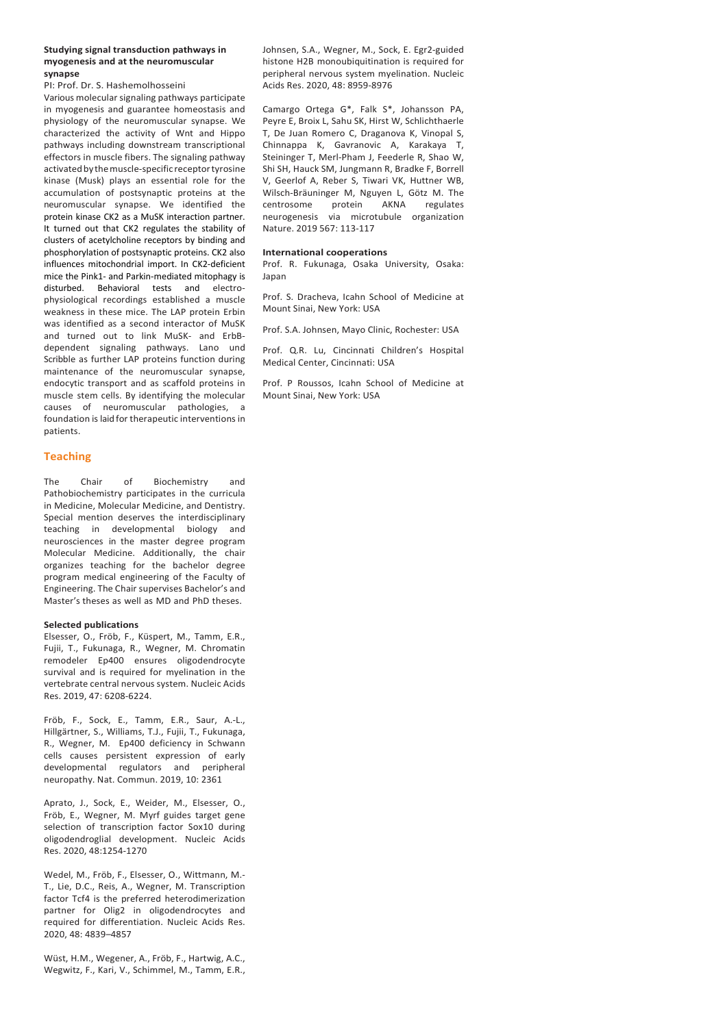**Studying signal transduction pathways in myogenesis and at the neuromuscular synapse**

PI: Prof. Dr. S. Hashemolhosseini

Various molecular signaling pathways participate in myogenesis and guarantee homeostasis and physiology of the neuromuscular synapse. We characterized the activity of Wnt and Hippo pathways including downstream transcriptional effectors in muscle fibers. The signaling pathway activated by the muscle-specific receptor tyrosine kinase (Musk) plays an essential role for the accumulation of postsynaptic proteins at the neuromuscular synapse. We identified the protein kinase CK2 as a MuSK interaction partner. It turned out that CK2 regulates the stability of clusters of acetylcholine receptors by binding and phosphorylation of postsynaptic proteins. CK2 also influences mitochondrial import. In CK2-deficient mice the Pink1- and Parkin-mediated mitophagy is disturbed. Behavioral tests and electro-physiological recordings established a muscle weakness in these mice. The LAP protein Erbin was identified as a second interactor of MuSK and turned out to link MuSK- and ErbB-dependent signaling pathways. Lano und Scribble as further LAP proteins function during maintenance of the neuromuscular synapse, endocytic transport and as scaffold proteins in muscle stem cells. By identifying the molecular causes of neuromuscular pathologies, a foundation is laid for therapeutic interventions in patients.

## Teaching

The Chair of Biochemistry and Pathobiochemistry participates in the curricula in Medicine, Molecular Medicine, and Dentistry. Special mention deserves the interdisciplinary teaching in developmental biology and neurosciences in the master degree program Molecular Medicine. Additionally, the chair organizes teaching for the bachelor degree program medical engineering of the Faculty of Engineering. The Chair supervises Bachelor's and Master's theses as well as MD and PhD theses.

**Selected publications**

Elsesser, O., Fröb, F., Küspert, M., Tamm, E.R., Fujii, T., Fukunaga, R., Wegner, M. Chromatin remodeler Ep400 ensures oligodendrocyte survival and is required for myelination in the vertebrate central nervous system. Nucleic Acids Res. 2019, 47: 6208-6224.

Fröb, F., Sock, E., Tamm, E.R., Saur, A.-L., Hillgärtner, S., Williams, T.J., Fujii, T., Fukunaga, R., Wegner, M. Ep400 deficiency in Schwann cells causes persistent expression of early developmental regulators and peripheral neuropathy. Nat. Commun. 2019, 10: 2361

Aprato, J., Sock, E., Weider, M., Elsesser, O., Fröb, E., Wegner, M. Myrf guides target gene selection of transcription factor Sox10 during oligodendroglial development. Nucleic Acids Res. 2020, 48:1254-1270

Wedel, M., Fröb, F., Elsesser, O., Wittmann, M.-T., Lie, D.C., Reis, A., Wegner, M. Transcription factor Tcf4 is the preferred heterodimerization partner for Olig2 in oligodendrocytes and required for differentiation. Nucleic Acids Res. 2020, 48: 4839–4857

Wüst, H.M., Wegener, A., Fröb, F., Hartwig, A.C., Wegwitz, F., Kari, V., Schimmel, M., Tamm, E.R., Johnsen, S.A., Wegner, M., Sock, E. Egr2-guided histone H2B monoubiquitination is required for peripheral nervous system myelination. Nucleic Acids Res. 2020, 48: 8959-8976

Camargo Ortega G*, Falk S*, Johansson PA, Peyre E, Broix L, Sahu SK, Hirst W, Schlichthaerle T, De Juan Romero C, Draganova K, Vinopal S, Chinnappa K, Gavranovic A, Karakaya T, Steininger T, Merl-Pham J, Feederle R, Shao W, Shi SH, Hauck SM, Jungmann R, Bradke F, Borrell V, Geerlof A, Reber S, Tiwari VK, Huttner WB, Wilsch-Bräuninger M, Nguyen L, Götz M. The centrosome protein AKNA regulates neurogenesis via microtubule organization Nature. 2019 567: 113-117

**International cooperations**

Prof. R. Fukunaga, Osaka University, Osaka: Japan

Prof. S. Dracheva, Icahn School of Medicine at Mount Sinai, New York: USA

Prof. S.A. Johnsen, Mayo Clinic, Rochester: USA

Prof. Q.R. Lu, Cincinnati Children's Hospital Medical Center, Cincinnati: USA

Prof. P Roussos, Icahn School of Medicine at Mount Sinai, New York: USA